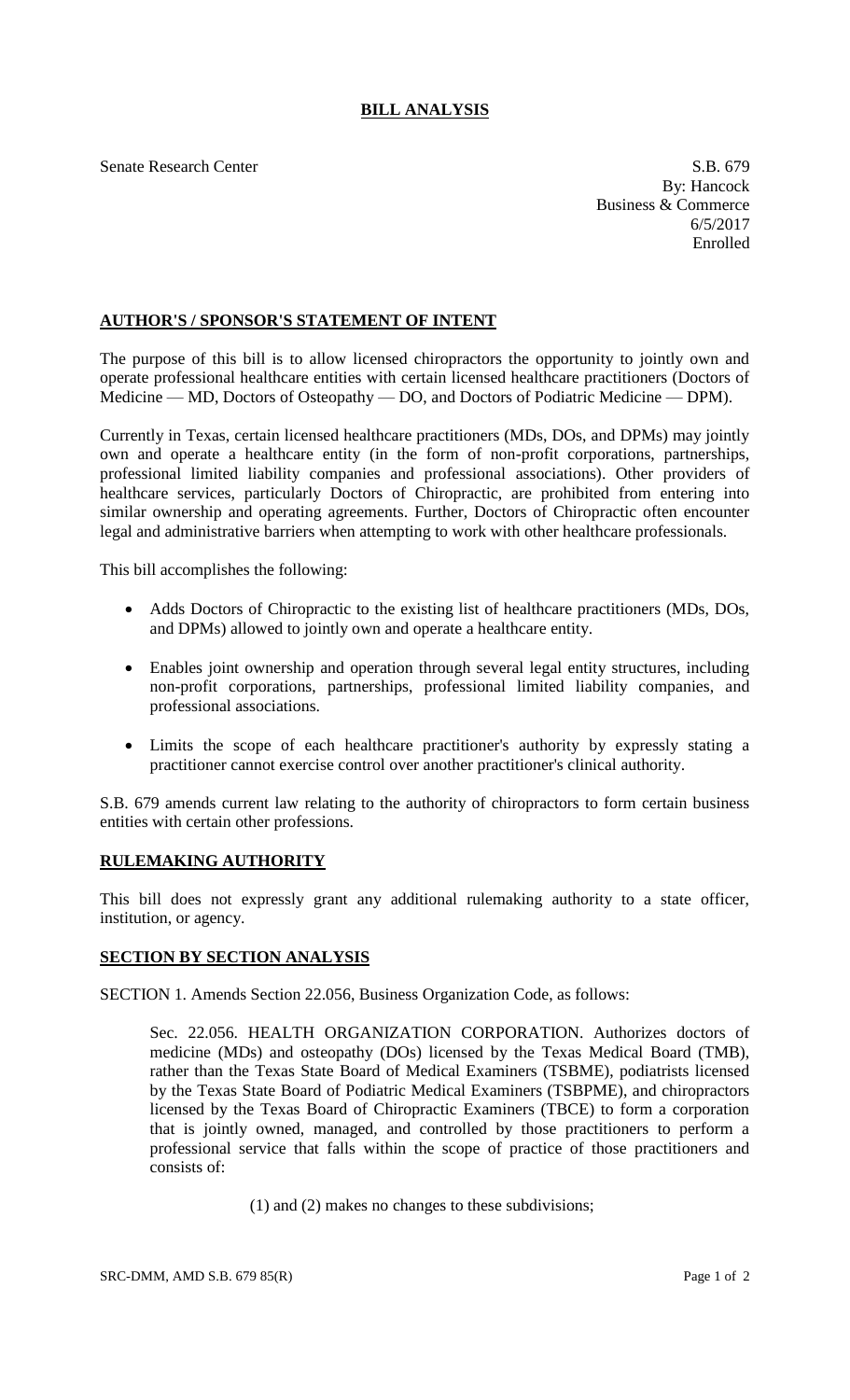# BILL ANALYSIS

Senate Research Center

S.B. 679
By: Hancock
Business & Commerce
6/5/2017
Enrolled

## AUTHOR'S / SPONSOR'S STATEMENT OF INTENT

The purpose of this bill is to allow licensed chiropractors the opportunity to jointly own and operate professional healthcare entities with certain licensed healthcare practitioners (Doctors of Medicine — MD, Doctors of Osteopathy — DO, and Doctors of Podiatric Medicine — DPM).

Currently in Texas, certain licensed healthcare practitioners (MDs, DOs, and DPMs) may jointly own and operate a healthcare entity (in the form of non-profit corporations, partnerships, professional limited liability companies and professional associations). Other providers of healthcare services, particularly Doctors of Chiropractic, are prohibited from entering into similar ownership and operating agreements. Further, Doctors of Chiropractic often encounter legal and administrative barriers when attempting to work with other healthcare professionals.

This bill accomplishes the following:

- Adds Doctors of Chiropractic to the existing list of healthcare practitioners (MDs, DOs, and DPMs) allowed to jointly own and operate a healthcare entity.
- Enables joint ownership and operation through several legal entity structures, including non-profit corporations, partnerships, professional limited liability companies, and professional associations.
- Limits the scope of each healthcare practitioner's authority by expressly stating a practitioner cannot exercise control over another practitioner's clinical authority.

S.B. 679 amends current law relating to the authority of chiropractors to form certain business entities with certain other professions.

## RULEMAKING AUTHORITY

This bill does not expressly grant any additional rulemaking authority to a state officer, institution, or agency.

## SECTION BY SECTION ANALYSIS

SECTION 1. Amends Section 22.056, Business Organization Code, as follows:

Sec. 22.056. HEALTH ORGANIZATION CORPORATION. Authorizes doctors of medicine (MDs) and osteopathy (DOs) licensed by the Texas Medical Board (TMB), rather than the Texas State Board of Medical Examiners (TSBME), podiatrists licensed by the Texas State Board of Podiatric Medical Examiners (TSBPME), and chiropractors licensed by the Texas Board of Chiropractic Examiners (TBCE) to form a corporation that is jointly owned, managed, and controlled by those practitioners to perform a professional service that falls within the scope of practice of those practitioners and consists of:

(1) and (2) makes no changes to these subdivisions;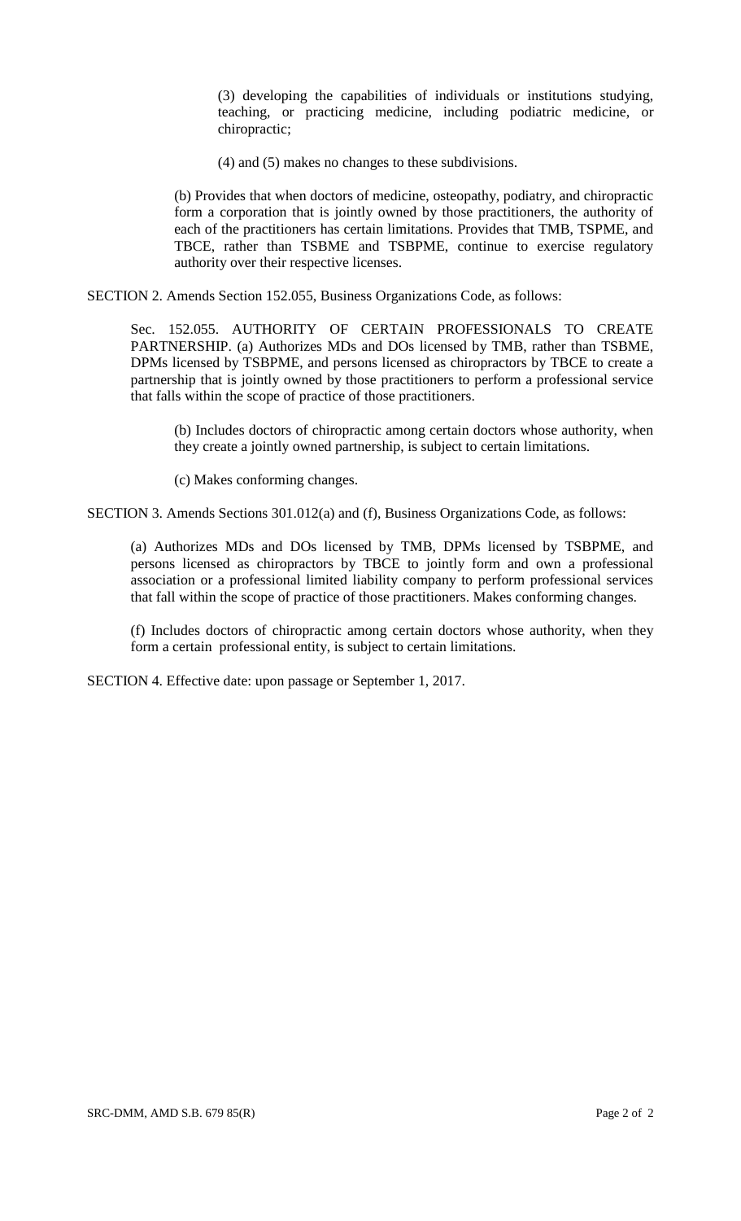(3) developing the capabilities of individuals or institutions studying, teaching, or practicing medicine, including podiatric medicine, or chiropractic;

(4) and (5) makes no changes to these subdivisions.

(b) Provides that when doctors of medicine, osteopathy, podiatry, and chiropractic form a corporation that is jointly owned by those practitioners, the authority of each of the practitioners has certain limitations. Provides that TMB, TSPME, and TBCE, rather than TSBME and TSBPME, continue to exercise regulatory authority over their respective licenses.

SECTION 2. Amends Section 152.055, Business Organizations Code, as follows:

Sec. 152.055. AUTHORITY OF CERTAIN PROFESSIONALS TO CREATE PARTNERSHIP. (a) Authorizes MDs and DOs licensed by TMB, rather than TSBME, DPMs licensed by TSBPME, and persons licensed as chiropractors by TBCE to create a partnership that is jointly owned by those practitioners to perform a professional service that falls within the scope of practice of those practitioners.

(b) Includes doctors of chiropractic among certain doctors whose authority, when they create a jointly owned partnership, is subject to certain limitations.

(c) Makes conforming changes.

SECTION 3. Amends Sections 301.012(a) and (f), Business Organizations Code, as follows:

(a) Authorizes MDs and DOs licensed by TMB, DPMs licensed by TSBPME, and persons licensed as chiropractors by TBCE to jointly form and own a professional association or a professional limited liability company to perform professional services that fall within the scope of practice of those practitioners. Makes conforming changes.

(f) Includes doctors of chiropractic among certain doctors whose authority, when they form a certain professional entity, is subject to certain limitations.

SECTION 4. Effective date: upon passage or September 1, 2017.